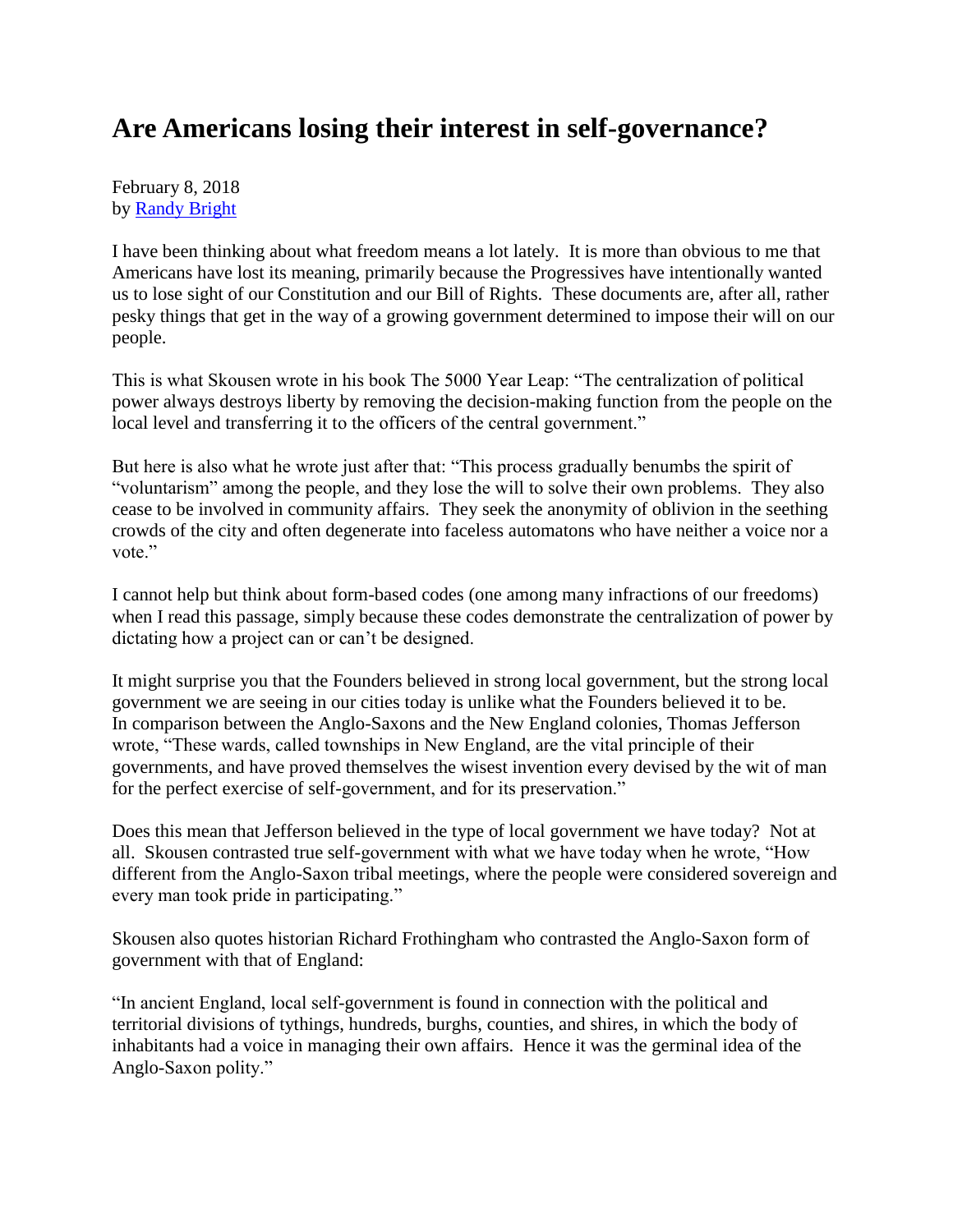# Are Americans losing their interest in self-governance?

February 8, 2018
by [Randy Bright]

I have been thinking about what freedom means a lot lately. It is more than obvious to me that Americans have lost its meaning, primarily because the Progressives have intentionally wanted us to lose sight of our Constitution and our Bill of Rights. These documents are, after all, rather pesky things that get in the way of a growing government determined to impose their will on our people.

This is what Skousen wrote in his book The 5000 Year Leap: "The centralization of political power always destroys liberty by removing the decision-making function from the people on the local level and transferring it to the officers of the central government."

But here is also what he wrote just after that: "This process gradually benumbs the spirit of "voluntarism" among the people, and they lose the will to solve their own problems. They also cease to be involved in community affairs. They seek the anonymity of oblivion in the seething crowds of the city and often degenerate into faceless automatons who have neither a voice nor a vote."

I cannot help but think about form-based codes (one among many infractions of our freedoms) when I read this passage, simply because these codes demonstrate the centralization of power by dictating how a project can or can't be designed.

It might surprise you that the Founders believed in strong local government, but the strong local government we are seeing in our cities today is unlike what the Founders believed it to be. In comparison between the Anglo-Saxons and the New England colonies, Thomas Jefferson wrote, "These wards, called townships in New England, are the vital principle of their governments, and have proved themselves the wisest invention every devised by the wit of man for the perfect exercise of self-government, and for its preservation."

Does this mean that Jefferson believed in the type of local government we have today? Not at all. Skousen contrasted true self-government with what we have today when he wrote, "How different from the Anglo-Saxon tribal meetings, where the people were considered sovereign and every man took pride in participating."

Skousen also quotes historian Richard Frothingham who contrasted the Anglo-Saxon form of government with that of England:

"In ancient England, local self-government is found in connection with the political and territorial divisions of tythings, hundreds, burghs, counties, and shires, in which the body of inhabitants had a voice in managing their own affairs. Hence it was the germinal idea of the Anglo-Saxon polity."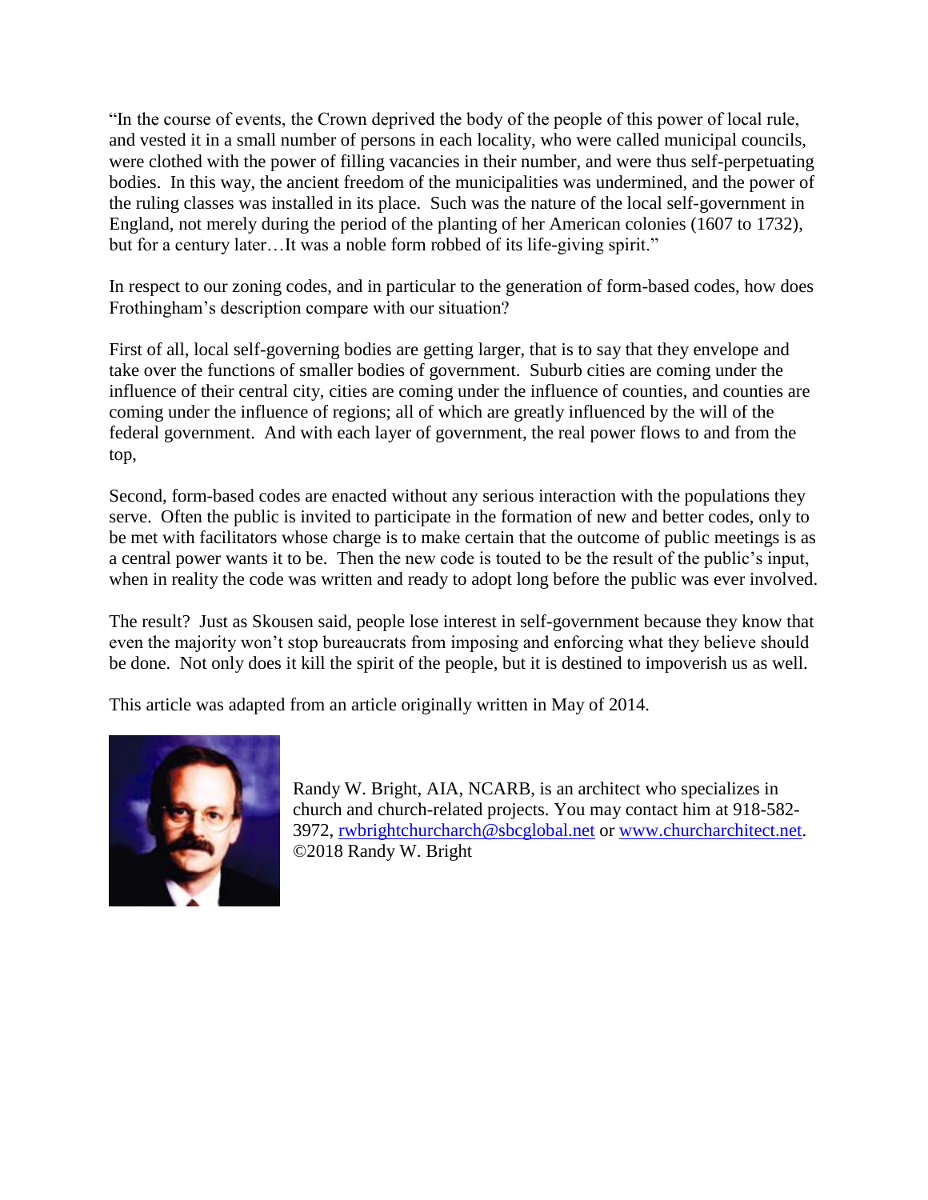"In the course of events, the Crown deprived the body of the people of this power of local rule, and vested it in a small number of persons in each locality, who were called municipal councils, were clothed with the power of filling vacancies in their number, and were thus self-perpetuating bodies. In this way, the ancient freedom of the municipalities was undermined, and the power of the ruling classes was installed in its place. Such was the nature of the local self-government in England, not merely during the period of the planting of her American colonies (1607 to 1732), but for a century later…It was a noble form robbed of its life-giving spirit."

In respect to our zoning codes, and in particular to the generation of form-based codes, how does Frothingham's description compare with our situation?

First of all, local self-governing bodies are getting larger, that is to say that they envelope and take over the functions of smaller bodies of government. Suburb cities are coming under the influence of their central city, cities are coming under the influence of counties, and counties are coming under the influence of regions; all of which are greatly influenced by the will of the federal government. And with each layer of government, the real power flows to and from the top,

Second, form-based codes are enacted without any serious interaction with the populations they serve. Often the public is invited to participate in the formation of new and better codes, only to be met with facilitators whose charge is to make certain that the outcome of public meetings is as a central power wants it to be. Then the new code is touted to be the result of the public's input, when in reality the code was written and ready to adopt long before the public was ever involved.

The result? Just as Skousen said, people lose interest in self-government because they know that even the majority won't stop bureaucrats from imposing and enforcing what they believe should be done. Not only does it kill the spirit of the people, but it is destined to impoverish us as well.

This article was adapted from an article originally written in May of 2014.

Randy W. Bright, AIA, NCARB, is an architect who specializes in church and church-related projects. You may contact him at 918-582-3972, rwbrightchurcharch@sbcglobal.net or www.churcharchitect.net. ©2018 Randy W. Bright